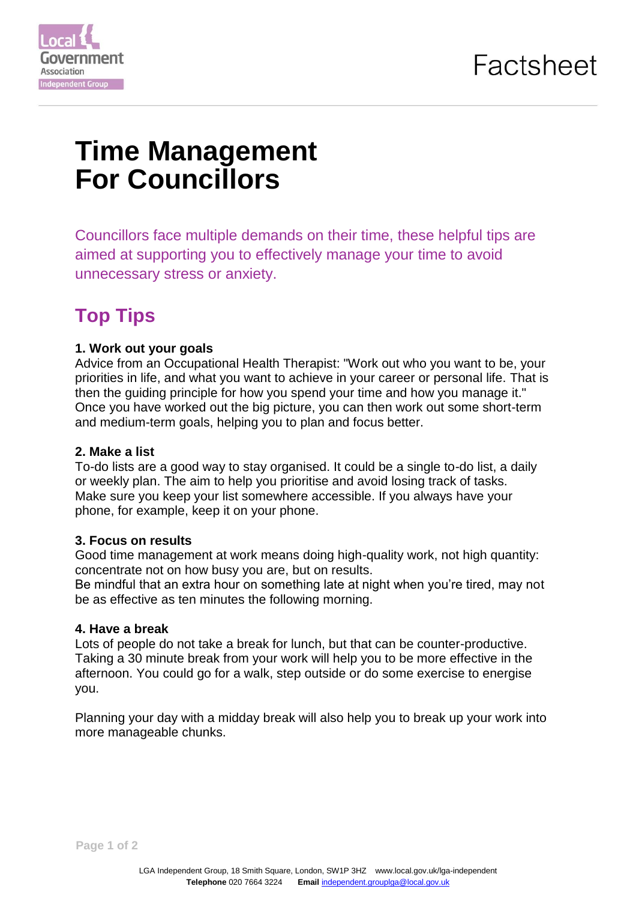Factsheet

# Time Management For Councillors

Councillors face multiple demands on their time, these helpful tips are aimed at supporting you to effectively manage your time to avoid unnecessary stress or anxiety.

## Top Tips

**1. Work out your goals**

Advice from an Occupational Health Therapist: "Work out who you want to be, your priorities in life, and what you want to achieve in your career or personal life. That is then the guiding principle for how you spend your time and how you manage it." Once you have worked out the big picture, you can then work out some short-term and medium-term goals, helping you to plan and focus better.

**2. Make a list**

To-do lists are a good way to stay organised. It could be a single to-do list, a daily or weekly plan. The aim to help you prioritise and avoid losing track of tasks. Make sure you keep your list somewhere accessible. If you always have your phone, for example, keep it on your phone.

**3. Focus on results**

Good time management at work means doing high-quality work, not high quantity: concentrate not on how busy you are, but on results.

Be mindful that an extra hour on something late at night when you're tired, may not be as effective as ten minutes the following morning.

**4. Have a break**

Lots of people do not take a break for lunch, but that can be counter-productive. Taking a 30 minute break from your work will help you to be more effective in the afternoon. You could go for a walk, step outside or do some exercise to energise you.

Planning your day with a midday break will also help you to break up your work into more manageable chunks.

LGA Independent Group, 18 Smith Square, London, SW1P 3HZ www.local.gov.uk/lga-independent
**Telephone** 020 7664 3224 **Email** independent.grouplga@local.gov.uk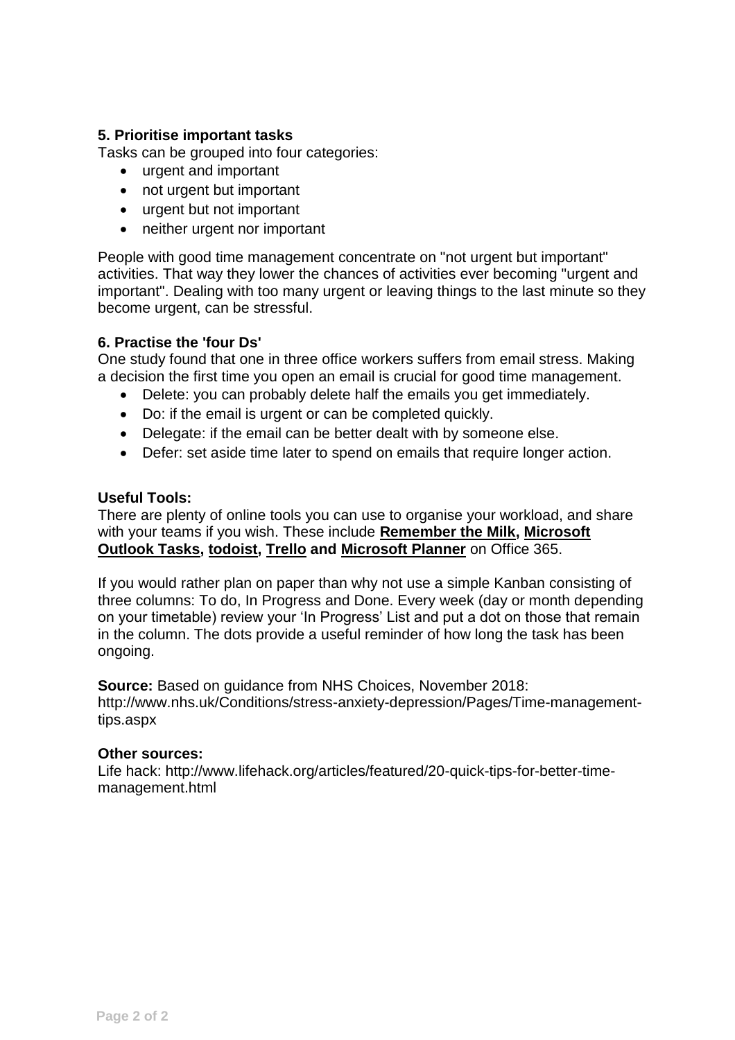**5. Prioritise important tasks**

Tasks can be grouped into four categories:

- urgent and important
- not urgent but important
- urgent but not important
- neither urgent nor important

People with good time management concentrate on "not urgent but important" activities. That way they lower the chances of activities ever becoming "urgent and important". Dealing with too many urgent or leaving things to the last minute so they become urgent, can be stressful.

**6. Practise the 'four Ds'**

One study found that one in three office workers suffers from email stress. Making a decision the first time you open an email is crucial for good time management.

- Delete: you can probably delete half the emails you get immediately.
- Do: if the email is urgent or can be completed quickly.
- Delegate: if the email can be better dealt with by someone else.
- Defer: set aside time later to spend on emails that require longer action.

**Useful Tools:**

There are plenty of online tools you can use to organise your workload, and share with your teams if you wish. These include **Remember the Milk, Microsoft Outlook Tasks, todoist, Trello and Microsoft Planner** on Office 365.

If you would rather plan on paper than why not use a simple Kanban consisting of three columns: To do, In Progress and Done. Every week (day or month depending on your timetable) review your 'In Progress' List and put a dot on those that remain in the column. The dots provide a useful reminder of how long the task has been ongoing.

**Source:** Based on guidance from NHS Choices, November 2018: http://www.nhs.uk/Conditions/stress-anxiety-depression/Pages/Time-management-tips.aspx

**Other sources:**

Life hack: http://www.lifehack.org/articles/featured/20-quick-tips-for-better-time-management.html